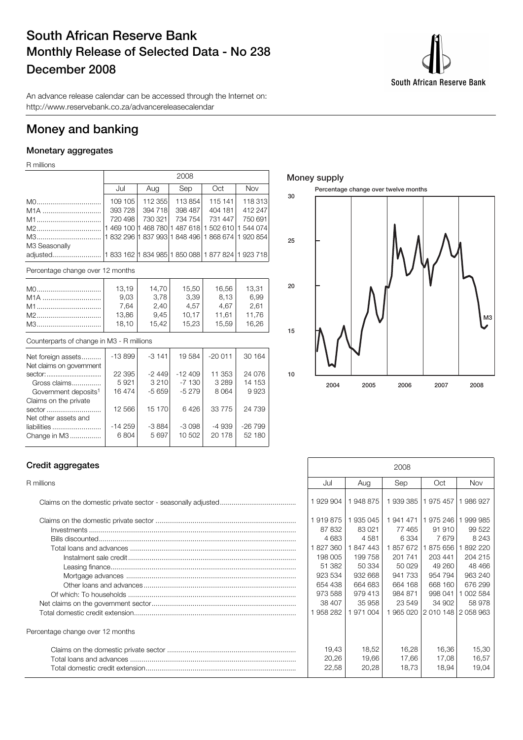# South African Reserve Bank
## Monthly Release of Selected Data - No 238
## December 2008

An advance release calendar can be accessed through the Internet on:
http://www.reservebank.co.za/advancereleasecalendar

# Money and banking

### Monetary aggregates

R millions

| | 2008 | | | | |
|---|---|---|---|---|---|
| | Jul | Aug | Sep | Oct | Nov |
| M0 | 109 105 | 112 355 | 113 854 | 115 141 | 118 313 |
| M1A | 393 728 | 394 718 | 398 487 | 404 181 | 412 247 |
| M1 | 720 498 | 730 321 | 734 754 | 731 447 | 750 691 |
| M2 | 1 469 100 | 1 468 780 | 1 487 618 | 1 502 610 | 1 544 074 |
| M3 | 1 832 296 | 1 837 993 | 1 848 496 | 1 868 674 | 1 920 854 |
| M3 Seasonally adjusted | 1 833 162 | 1 834 985 | 1 850 088 | 1 877 824 | 1 923 718 |

Percentage change over 12 months

| | Jul | Aug | Sep | Oct | Nov |
|---|---|---|---|---|---|
| M0 | 13,19 | 14,70 | 15,50 | 16,56 | 13,31 |
| M1A | 9,03 | 3,78 | 3,39 | 8,13 | 6,99 |
| M1 | 7,64 | 2,40 | 4,57 | 4,67 | 2,61 |
| M2 | 13,86 | 9,45 | 10,17 | 11,61 | 11,76 |
| M3 | 18,10 | 15,42 | 15,23 | 15,59 | 16,26 |

Counterparts of change in M3 - R millions

| | Jul | Aug | Sep | Oct | Nov |
|---|---|---|---|---|---|
| Net foreign assets | -13 899 | -3 141 | 19 584 | -20 011 | 30 164 |
| Net claims on government sector: | 22 395 | -2 449 | -12 409 | 11 353 | 24 076 |
| Gross claims | 5 921 | 3 210 | -7 130 | 3 289 | 14 153 |
| Government deposits[1] | 16 474 | -5 659 | -5 279 | 8 064 | 9 923 |
| Claims on the private sector | 12 566 | 15 170 | 6 426 | 33 775 | 24 739 |
| Net other assets and liabilities | -14 259 | -3 884 | -3 098 | -4 939 | -26 799 |
| Change in M3 | 6 804 | 5 697 | 10 502 | 20 178 | 52 180 |

### Money supply

Percentage change over twelve months

### Credit aggregates

R millions

| | 2008 | | | | |
|---|---|---|---|---|---|
| | Jul | Aug | Sep | Oct | Nov |
| Claims on the domestic private sector - seasonally adjusted | 1 929 904 | 1 948 875 | 1 939 385 | 1 975 457 | 1 986 927 |
| Claims on the domestic private sector | 1 919 875 | 1 935 045 | 1 941 471 | 1 975 246 | 1 999 985 |
| Investments | 87 832 | 83 021 | 77 465 | 91 910 | 99 522 |
| Bills discounted | 4 683 | 4 581 | 6 334 | 7 679 | 8 243 |
| Total loans and advances | 1 827 360 | 1 847 443 | 1 857 672 | 1 875 656 | 1 892 220 |
| Instalment sale credit | 198 005 | 199 758 | 201 741 | 203 441 | 204 215 |
| Leasing finance | 51 382 | 50 334 | 50 029 | 49 260 | 48 466 |
| Mortgage advances | 923 534 | 932 668 | 941 733 | 954 794 | 963 240 |
| Other loans and advances | 654 438 | 664 683 | 664 168 | 668 160 | 676 299 |
| Of which: To households | 973 588 | 979 413 | 984 871 | 998 041 | 1 002 584 |
| Net claims on the government sector | 38 407 | 35 958 | 23 549 | 34 902 | 58 978 |
| Total domestic credit extension | 1 958 282 | 1 971 004 | 1 965 020 | 2 010 148 | 2 058 963 |
| **Percentage change over 12 months** | | | | | |
| Claims on the domestic private sector | 19,43 | 18,52 | 16,28 | 16,36 | 15,30 |
| Total loans and advances | 20,26 | 19,66 | 17,66 | 17,08 | 16,57 |
| Total domestic credit extension | 22,58 | 20,28 | 18,73 | 18,94 | 19,04 |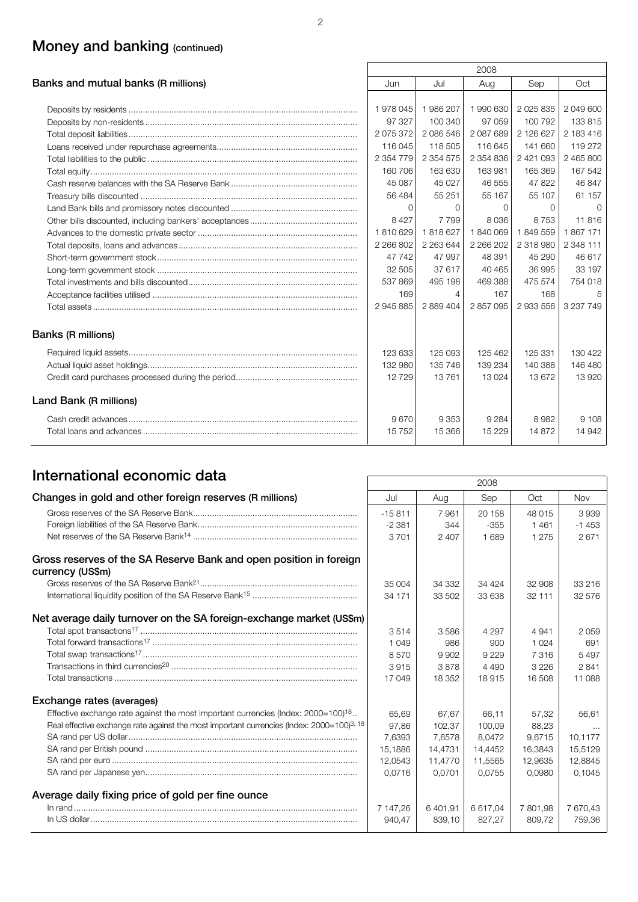# Money and banking (continued)

| Banks and mutual banks (R millions) | 2008 | | | | |
|---|---|---|---|---|---|
| | Jun | Jul | Aug | Sep | Oct |
| Deposits by residents | 1 978 045 | 1 986 207 | 1 990 630 | 2 025 835 | 2 049 600 |
| Deposits by non-residents | 97 327 | 100 340 | 97 059 | 100 792 | 133 815 |
| Total deposit liabilities | 2 075 372 | 2 086 546 | 2 087 689 | 2 126 627 | 2 183 416 |
| Loans received under repurchase agreements | 116 045 | 118 505 | 116 645 | 141 660 | 119 272 |
| Total liabilities to the public | 2 354 779 | 2 354 575 | 2 354 836 | 2 421 093 | 2 465 800 |
| Total equity | 160 706 | 163 630 | 163 981 | 165 369 | 167 542 |
| Cash reserve balances with the SA Reserve Bank | 45 087 | 45 027 | 46 555 | 47 822 | 46 847 |
| Treasury bills discounted | 56 484 | 55 251 | 55 167 | 55 107 | 61 157 |
| Land Bank bills and promissory notes discounted | 0 | 0 | 0 | 0 | 0 |
| Other bills discounted, including bankers' acceptances | 8 427 | 7 799 | 8 036 | 8 753 | 11 816 |
| Advances to the domestic private sector | 1 810 629 | 1 818 627 | 1 840 069 | 1 849 559 | 1 867 171 |
| Total deposits, loans and advances | 2 266 802 | 2 263 644 | 2 266 202 | 2 318 980 | 2 348 111 |
| Short-term government stock | 47 742 | 47 997 | 48 391 | 45 290 | 46 617 |
| Long-term government stock | 32 505 | 37 617 | 40 465 | 36 995 | 33 197 |
| Total investments and bills discounted | 537 869 | 495 198 | 469 388 | 475 574 | 754 018 |
| Acceptance facilities utilised | 169 | 4 | 167 | 168 | 5 |
| Total assets | 2 945 885 | 2 889 404 | 2 857 095 | 2 933 556 | 3 237 749 |
| **Banks (R millions)** | | | | | |
| Required liquid assets | 123 633 | 125 093 | 125 462 | 125 331 | 130 422 |
| Actual liquid asset holdings | 132 980 | 135 746 | 139 234 | 140 388 | 146 480 |
| Credit card purchases processed during the period | 12 729 | 13 761 | 13 024 | 13 672 | 13 920 |
| **Land Bank (R millions)** | | | | | |
| Cash credit advances | 9 670 | 9 353 | 9 284 | 8 982 | 9 108 |
| Total loans and advances | 15 752 | 15 366 | 15 229 | 14 872 | 14 942 |

# International economic data

| Changes in gold and other foreign reserves (R millions) | 2008 | | | | |
|---|---|---|---|---|---|
| | Jul | Aug | Sep | Oct | Nov |
| Gross reserves of the SA Reserve Bank | -15 811 | 7 961 | 20 158 | 48 015 | 3 939 |
| Foreign liabilities of the SA Reserve Bank | -2 381 | 344 | -355 | 1 461 | -1 453 |
| Net reserves of the SA Reserve Bank[14] | 3 701 | 2 407 | 1 689 | 1 275 | 2 671 |
| **Gross reserves of the SA Reserve Bank and open position in foreign currency (US$m)** | | | | | |
| Gross reserves of the SA Reserve Bank[21] | 35 004 | 34 332 | 34 424 | 32 908 | 33 216 |
| International liquidity position of the SA Reserve Bank[15] | 34 171 | 33 502 | 33 638 | 32 111 | 32 576 |
| **Net average daily turnover on the SA foreign-exchange market (US$m)** | | | | | |
| Total spot transactions[17] | 3 514 | 3 586 | 4 297 | 4 941 | 2 059 |
| Total forward transactions[17] | 1 049 | 986 | 900 | 1 024 | 691 |
| Total swap transactions[17] | 8 570 | 9 902 | 9 229 | 7 316 | 5 497 |
| Transactions in third currencies[20] | 3 915 | 3 878 | 4 490 | 3 226 | 2 841 |
| Total transactions | 17 049 | 18 352 | 18 915 | 16 508 | 11 088 |
| **Exchange rates (averages)** | | | | | |
| Effective exchange rate against the most important currencies (Index: 2000=100)[18] | 65,69 | 67,67 | 66,11 | 57,32 | 56,61 |
| Real effective exchange rate against the most important currencies (Index: 2000=100)[3, 18] | 97,86 | 102,37 | 100,09 | 88,23 | ... |
| SA rand per US dollar | 7,6393 | 7,6578 | 8,0472 | 9,6715 | 10,1177 |
| SA rand per British pound | 15,1886 | 14,4731 | 14,4452 | 16,3843 | 15,5129 |
| SA rand per euro | 12,0543 | 11,4770 | 11,5565 | 12,9635 | 12,8845 |
| SA rand per Japanese yen | 0,0716 | 0,0701 | 0,0755 | 0,0980 | 0,1045 |
| **Average daily fixing price of gold per fine ounce** | | | | | |
| In rand | 7 147,26 | 6 401,91 | 6 617,04 | 7 801,98 | 7 670,43 |
| In US dollar | 940,47 | 839,10 | 827,27 | 809,72 | 759,36 |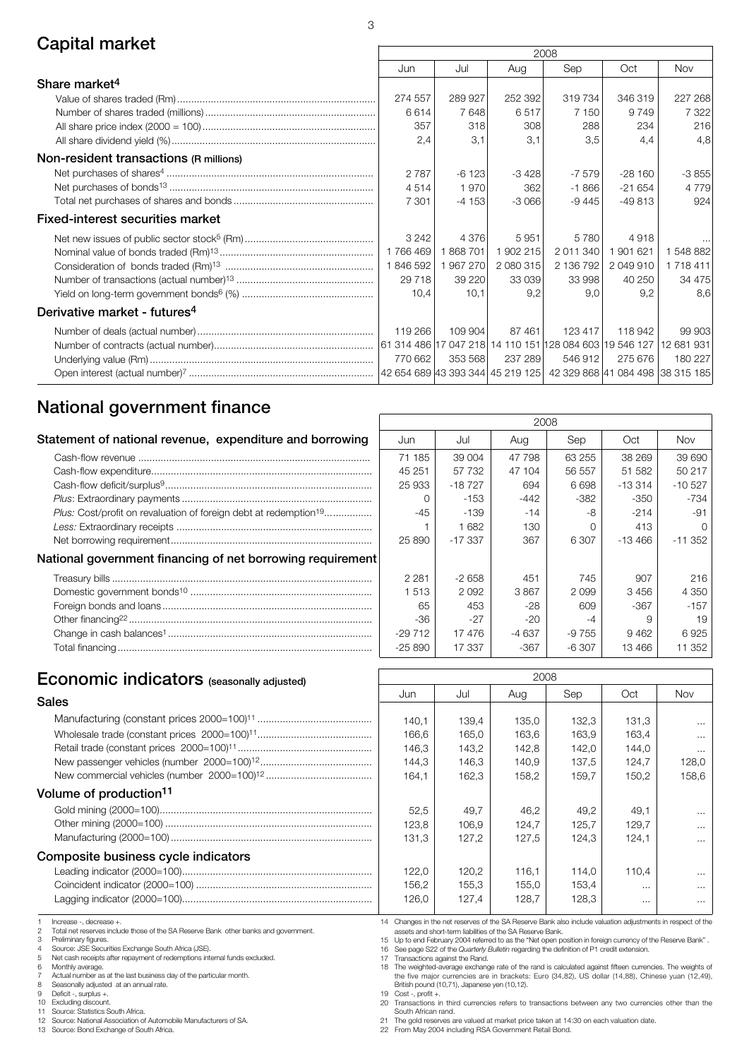## Capital market

| | 2008 | | | | | |
|---|---|---|---|---|---|---|
| | Jun | Jul | Aug | Sep | Oct | Nov |
| **Share market[4]** | | | | | | |
| Value of shares traded (Rm) | 274 557 | 289 927 | 252 392 | 319 734 | 346 319 | 227 268 |
| Number of shares traded (millions) | 6 614 | 7 648 | 6 517 | 7 150 | 9 749 | 7 322 |
| All share price index (2000 = 100) | 357 | 318 | 308 | 288 | 234 | 216 |
| All share dividend yield (%) | 2,4 | 3,1 | 3,1 | 3,5 | 4,4 | 4,8 |
| **Non-resident transactions (R millions)** | | | | | | |
| Net purchases of shares[4] | 2 787 | -6 123 | -3 428 | -7 579 | -28 160 | -3 855 |
| Net purchases of bonds[13] | 4 514 | 1 970 | 362 | -1 866 | -21 654 | 4 779 |
| Total net purchases of shares and bonds | 7 301 | -4 153 | -3 066 | -9 445 | -49 813 | 924 |
| **Fixed-interest securities market** | | | | | | |
| Net new issues of public sector stock[5] (Rm) | 3 242 | 4 376 | 5 951 | 5 780 | 4 918 | ... |
| Nominal value of bonds traded (Rm)[13] | 1 766 469 | 1 868 701 | 1 902 215 | 2 011 340 | 1 901 621 | 1 548 882 |
| Consideration of bonds traded (Rm)[13] | 1 846 592 | 1 967 270 | 2 080 315 | 2 136 792 | 2 049 910 | 1 718 411 |
| Number of transactions (actual number)[13] | 29 718 | 39 220 | 33 039 | 33 998 | 40 250 | 34 475 |
| Yield on long-term government bonds[6] (%) | 10,4 | 10,1 | 9,2 | 9,0 | 9,2 | 8,6 |
| **Derivative market - futures[4]** | | | | | | |
| Number of deals (actual number) | 119 266 | 109 904 | 87 461 | 123 417 | 118 942 | 99 903 |
| Number of contracts (actual number) | 61 314 486 | 17 047 218 | 14 110 151 | 128 084 603 | 19 546 127 | 12 681 931 |
| Underlying value (Rm) | 770 662 | 353 568 | 237 289 | 546 912 | 275 676 | 180 227 |
| Open interest (actual number)[7] | 42 654 689 | 43 393 344 | 45 219 125 | 42 329 868 | 41 084 498 | 38 315 185 |

## National government finance

| | 2008 | | | | | |
|---|---|---|---|---|---|---|
| **Statement of national revenue, expenditure and borrowing** | Jun | Jul | Aug | Sep | Oct | Nov |
| Cash-flow revenue | 71 185 | 39 004 | 47 798 | 63 255 | 38 269 | 39 690 |
| Cash-flow expenditure | 45 251 | 57 732 | 47 104 | 56 557 | 51 582 | 50 217 |
| Cash-flow deficit/surplus[9] | 25 933 | -18 727 | 694 | 6 698 | -13 314 | -10 527 |
| *Plus:* Extraordinary payments | 0 | -153 | -442 | -382 | -350 | -734 |
| *Plus:* Cost/profit on revaluation of foreign debt at redemption[19] | -45 | -139 | -14 | -8 | -214 | -91 |
| *Less:* Extraordinary receipts | 1 | 1 682 | 130 | 0 | 413 | 0 |
| Net borrowing requirement | 25 890 | -17 337 | 367 | 6 307 | -13 466 | -11 352 |
| **National government financing of net borrowing requirement** | | | | | | |
| Treasury bills | 2 281 | -2 658 | 451 | 745 | 907 | 216 |
| Domestic government bonds[10] | 1 513 | 2 092 | 3 867 | 2 099 | 3 456 | 4 350 |
| Foreign bonds and loans | 65 | 453 | -28 | 609 | -367 | -157 |
| Other financing[22] | -36 | -27 | -20 | -4 | 9 | 19 |
| Change in cash balances[1] | -29 712 | 17 476 | -4 637 | -9 755 | 9 462 | 6 925 |
| Total financing | -25 890 | 17 337 | -367 | -6 307 | 13 466 | 11 352 |

## Economic indicators (seasonally adjusted)

| | 2008 | | | | | |
|---|---|---|---|---|---|---|
| | Jun | Jul | Aug | Sep | Oct | Nov |
| **Sales** | | | | | | |
| Manufacturing (constant prices 2000=100)[11] | 140,1 | 139,4 | 135,0 | 132,3 | 131,3 | ... |
| Wholesale trade (constant prices 2000=100)[11] | 166,6 | 165,0 | 163,6 | 163,9 | 163,4 | ... |
| Retail trade (constant prices 2000=100)[11] | 146,3 | 143,2 | 142,8 | 142,0 | 144,0 | ... |
| New passenger vehicles (number 2000=100)[12] | 144,3 | 146,3 | 140,9 | 137,5 | 124,7 | 128,0 |
| New commercial vehicles (number 2000=100)[12] | 164,1 | 162,3 | 158,2 | 159,7 | 150,2 | 158,6 |
| **Volume of production[11]** | | | | | | |
| Gold mining (2000=100) | 52,5 | 49,7 | 46,2 | 49,2 | 49,1 | ... |
| Other mining (2000=100) | 123,8 | 106,9 | 124,7 | 125,7 | 129,7 | ... |
| Manufacturing (2000=100) | 131,3 | 127,2 | 127,5 | 124,3 | 124,1 | ... |
| **Composite business cycle indicators** | | | | | | |
| Leading indicator (2000=100) | 122,0 | 120,2 | 116,1 | 114,0 | 110,4 | ... |
| Coincident indicator (2000=100) | 156,2 | 155,3 | 155,0 | 153,4 | ... | ... |
| Lagging indicator (2000=100) | 126,0 | 127,4 | 128,7 | 128,3 | ... | ... |

1 Increase -, decrease +.
2 Total net reserves include those of the SA Reserve Bank other banks and government.
3 Preliminary figures.
4 Source: JSE Securities Exchange South Africa (JSE).
5 Net cash receipts after repayment of redemptions internal funds excluded.
6 Monthly average.
7 Actual number as at the last business day of the particular month.
8 Seasonally adjusted at an annual rate.
9 Deficit -, surplus +.
10 Excluding discount.
11 Source: Statistics South Africa.
12 Source: National Association of Automobile Manufacturers of SA.
13 Source: Bond Exchange of South Africa.
14 Changes in the net reserves of the SA Reserve Bank also include valuation adjustments in respect of the assets and short-term liabilities of the SA Reserve Bank.
15 Up to end February 2004 referred to as the "Net open position in foreign currency of the Reserve Bank".
16 See page S22 of the *Quarterly Bulletin* regarding the definition of P1 credit extension.
17 Transactions against the Rand.
18 The weighted-average exchange rate of the rand is calculated against fifteen currencies. The weights of the five major currencies are in brackets: Euro (34,82), US dollar (14,88), Chinese yuan (12,49), British pound (10,71), Japanese yen (10,12).
19 Cost -, profit +.
20 Transactions in third currencies refers to transactions between any two currencies other than the South African rand.
21 The gold reserves are valued at market price taken at 14:30 on each valuation date.
22 From May 2004 including RSA Government Retail Bond.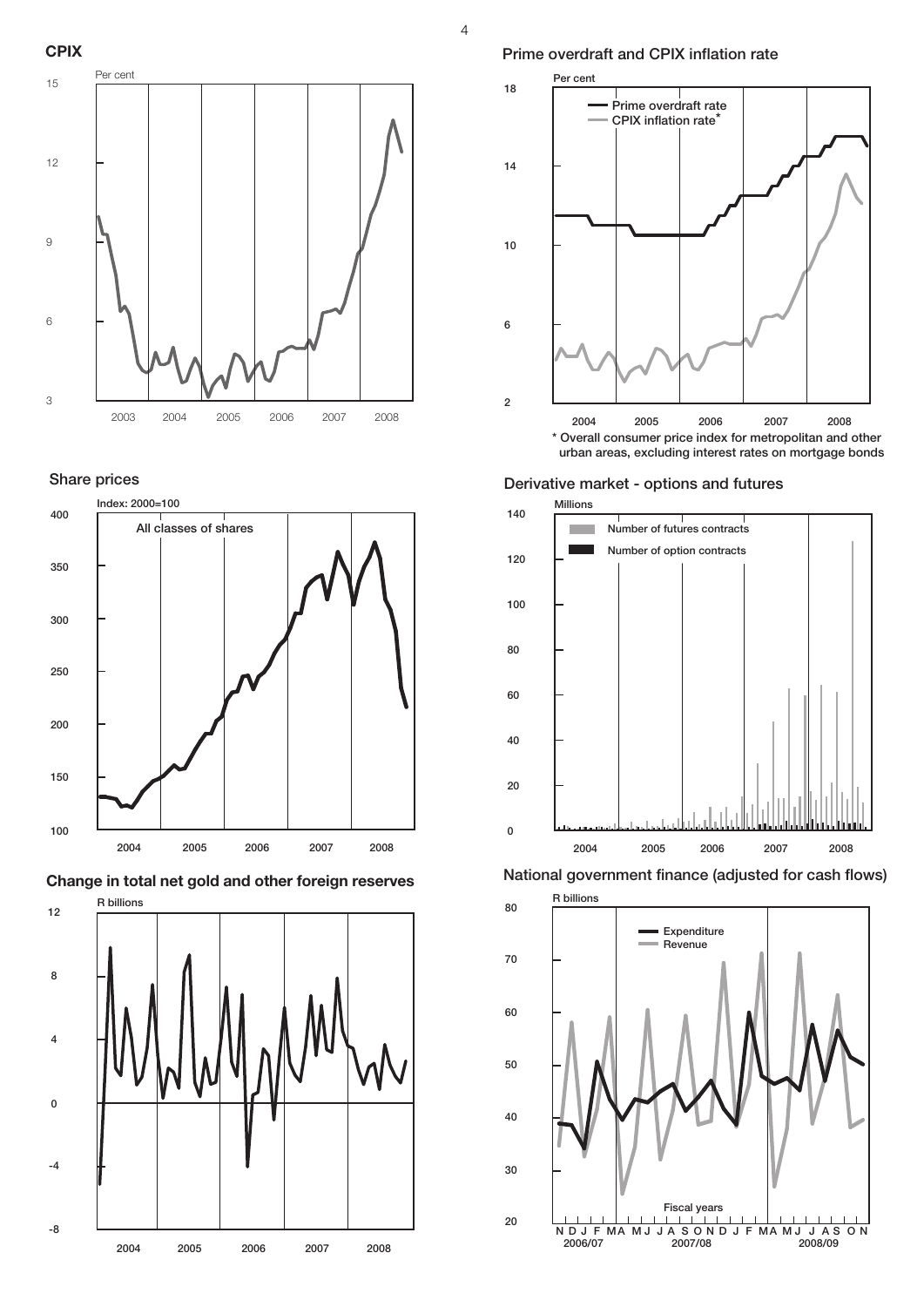## CPIX

Per cent

15

12

9

6

3

2003 2004 2005 2006 2007 2008

## Prime overdraft and CPIX inflation rate

Per cent

18

14

10

6

2

Prime overdraft rate

CPIX inflation rate*

2004 2005 2006 2007 2008

\* Overall consumer price index for metropolitan and other urban areas, excluding interest rates on mortgage bonds

## Share prices

Index: 2000=100

All classes of shares

400

350

300

250

200

150

100

2004 2005 2006 2007 2008

## Derivative market - options and futures

Millions

Number of futures contracts

Number of option contracts

140

120

100

80

60

40

20

0

2004 2005 2006 2007 2008

## Change in total net gold and other foreign reserves

R billions

12

8

4

0

-4

-8

2004 2005 2006 2007 2008

## National government finance (adjusted for cash flows)

R billions

Expenditure

Revenue

80

70

60

50

40

30

20

Fiscal years

N D J F M A M J J A S O N D J F M A M J J A S O N

2006/07 2007/08 2008/09